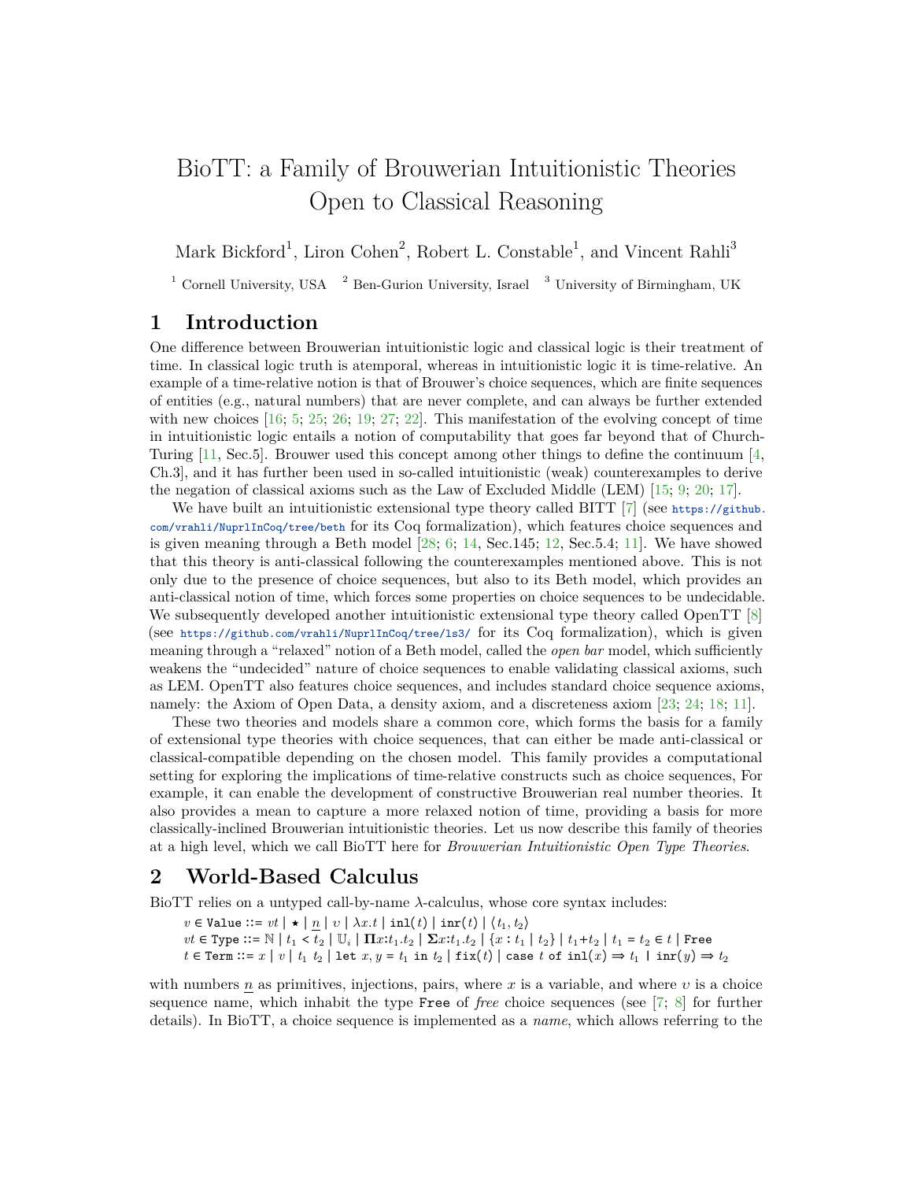# BioTT: a Family of Brouwerian Intuitionistic Theories Open to Classical Reasoning

Mark Bickford[1], Liron Cohen[2], Robert L. Constable[1], and Vincent Rahli[3]

[1] Cornell University, USA [2] Ben-Gurion University, Israel [3] University of Birmingham, UK

## 1 Introduction

One difference between Brouwerian intuitionistic logic and classical logic is their treatment of time. In classical logic truth is atemporal, whereas in intuitionistic logic it is time-relative. An example of a time-relative notion is that of Brouwer's choice sequences, which are finite sequences of entities (e.g., natural numbers) that are never complete, and can always be further extended with new choices [16; 5; 25; 26; 19; 27; 22]. This manifestation of the evolving concept of time in intuitionistic logic entails a notion of computability that goes far beyond that of Church-Turing [11, Sec.5]. Brouwer used this concept among other things to define the continuum [4, Ch.3], and it has further been used in so-called intuitionistic (weak) counterexamples to derive the negation of classical axioms such as the Law of Excluded Middle (LEM) [15; 9; 20; 17].

We have built an intuitionistic extensional type theory called BITT [7] (see https://github.com/vrahli/NuprlInCoq/tree/beth for its Coq formalization), which features choice sequences and is given meaning through a Beth model [28; 6; 14, Sec.145; 12, Sec.5.4; 11]. We have showed that this theory is anti-classical following the counterexamples mentioned above. This is not only due to the presence of choice sequences, but also to its Beth model, which provides an anti-classical notion of time, which forces some properties on choice sequences to be undecidable. We subsequently developed another intuitionistic extensional type theory called OpenTT [8] (see https://github.com/vrahli/NuprlInCoq/tree/ls3/ for its Coq formalization), which is given meaning through a "relaxed" notion of a Beth model, called the *open bar* model, which sufficiently weakens the "undecided" nature of choice sequences to enable validating classical axioms, such as LEM. OpenTT also features choice sequences, and includes standard choice sequence axioms, namely: the Axiom of Open Data, a density axiom, and a discreteness axiom [23; 24; 18; 11].

These two theories and models share a common core, which forms the basis for a family of extensional type theories with choice sequences, that can either be made anti-classical or classical-compatible depending on the chosen model. This family provides a computational setting for exploring the implications of time-relative constructs such as choice sequences, For example, it can enable the development of constructive Brouwerian real number theories. It also provides a mean to capture a more relaxed notion of time, providing a basis for more classically-inclined Brouwerian intuitionistic theories. Let us now describe this family of theories at a high level, which we call BioTT here for *Brouwerian Intuitionistic Open Type Theories*.

## 2 World-Based Calculus

BioTT relies on a untyped call-by-name $\lambda$-calculus, whose core syntax includes:

$$v \in \texttt{Value} ::= vt \mid \star \mid \underline{n} \mid \upsilon \mid \lambda x.t \mid \texttt{inl}(t) \mid \texttt{inr}(t) \mid \langle t_1, t_2 \rangle$$
$$vt \in \texttt{Type} ::= \mathbb{N} \mid t_1 < t_2 \mid \mathbb{U}_i \mid \mathbf{\Pi} x{:}t_1.t_2 \mid \mathbf{\Sigma} x{:}t_1.t_2 \mid \{x : t_1 \mid t_2\} \mid t_1 {+} t_2 \mid t_1 = t_2 \in t \mid \texttt{Free}$$
$$t \in \texttt{Term} ::= x \mid v \mid t_1\ t_2 \mid \texttt{let}\ x, y = t_1\ \texttt{in}\ t_2 \mid \texttt{fix}(t) \mid \texttt{case}\ t\ \texttt{of}\ \texttt{inl}(x) \Rightarrow t_1\ \texttt{|}\ \texttt{inr}(y) \Rightarrow t_2$$

with numbers $\underline{n}$ as primitives, injections, pairs, where $x$ is a variable, and where $\upsilon$ is a choice sequence name, which inhabit the type Free of *free* choice sequences (see [7; 8] for further details). In BioTT, a choice sequence is implemented as a *name*, which allows referring to the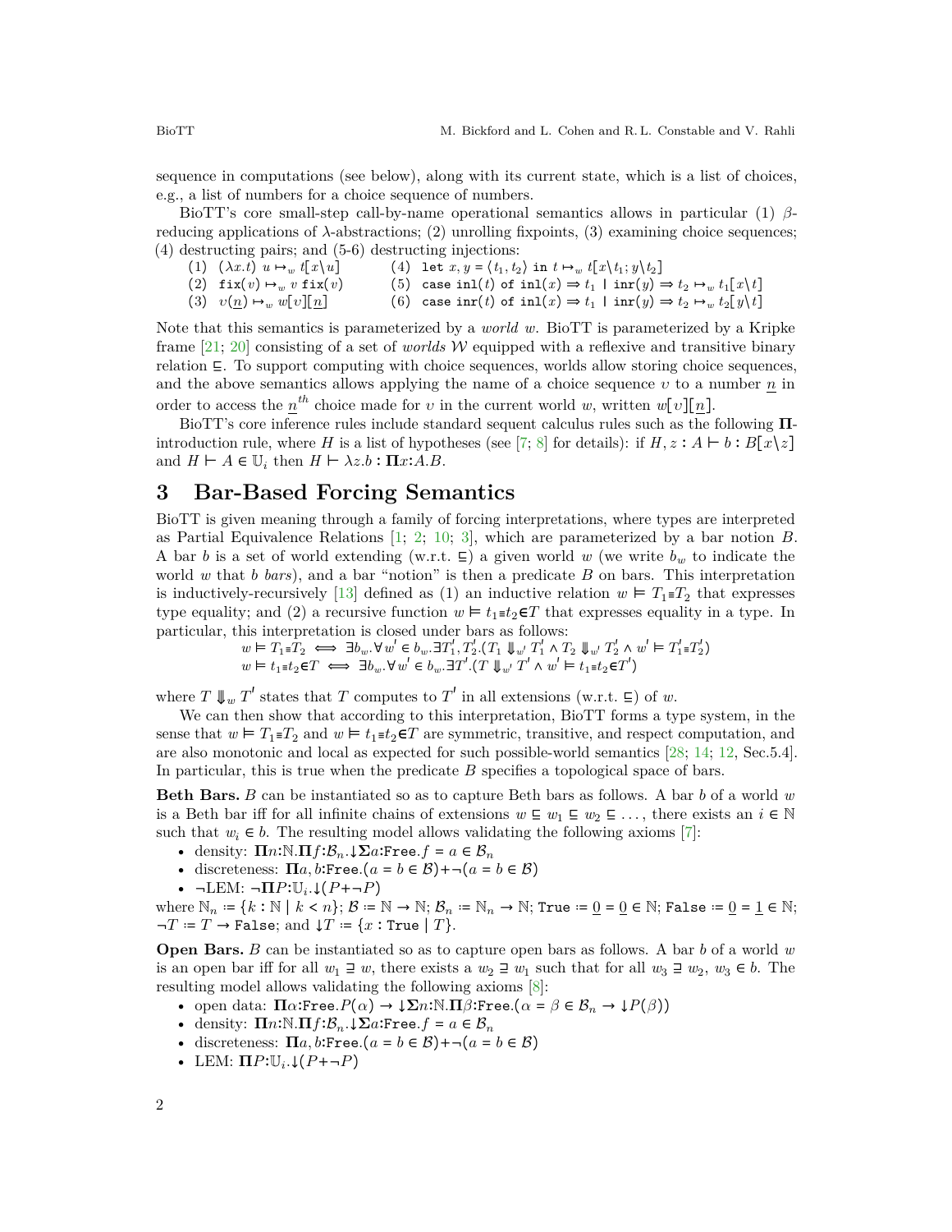sequence in computations (see below), along with its current state, which is a list of choices, e.g., a list of numbers for a choice sequence of numbers.

BioTT's core small-step call-by-name operational semantics allows in particular (1) $\beta$-reducing applications of $\lambda$-abstractions; (2) unrolling fixpoints, (3) examining choice sequences; (4) destructing pairs; and (5-6) destructing injections:

(1) $(\lambda x.t)\ u \mapsto_w t[x\backslash u]$

(2) $\texttt{fix}(v) \mapsto_w v\ \texttt{fix}(v)$

(3) $v(\underline{n}) \mapsto_w w[v][\underline{n}]$

(4) $\texttt{let}\ x, y = \langle t_1, t_2\rangle\ \texttt{in}\ t \mapsto_w t[x\backslash t_1; y\backslash t_2]$

(5) $\texttt{case inl}(t)\ \texttt{of inl}(x) \Rightarrow t_1 \mid \texttt{inr}(y) \Rightarrow t_2 \mapsto_w t_1[x\backslash t]$

(6) $\texttt{case inr}(t)\ \texttt{of inl}(x) \Rightarrow t_1 \mid \texttt{inr}(y) \Rightarrow t_2 \mapsto_w t_2[y\backslash t]$

Note that this semantics is parameterized by a *world* $w$. BioTT is parameterized by a Kripke frame [21; 20] consisting of a set of *worlds* $\mathcal{W}$ equipped with a reflexive and transitive binary relation $\sqsubseteq$. To support computing with choice sequences, worlds allow storing choice sequences, and the above semantics allows applying the name of a choice sequence $v$ to a number $\underline{n}$ in order to access the $\underline{n}^{th}$ choice made for $v$ in the current world $w$, written $w[v][\underline{n}]$.

BioTT's core inference rules include standard sequent calculus rules such as the following $\mathbf{\Pi}$-introduction rule, where $H$ is a list of hypotheses (see [7; 8] for details): if $H, z : A \vdash b : B[x\backslash z]$ and $H \vdash A \in \mathbb{U}_i$ then $H \vdash \lambda z.b : \mathbf{\Pi}x{:}A.B$.

# 3 Bar-Based Forcing Semantics

BioTT is given meaning through a family of forcing interpretations, where types are interpreted as Partial Equivalence Relations [1; 2; 10; 3], which are parameterized by a bar notion $B$. A bar $b$ is a set of world extending (w.r.t. $\sqsubseteq$) a given world $w$ (we write $b_w$ to indicate the world $w$ that $b$ *bars*), and a bar "notion" is then a predicate $B$ on bars. This interpretation is inductively-recursively [13] defined as (1) an inductive relation $w \vDash T_1 \equiv T_2$ that expresses type equality; and (2) a recursive function $w \vDash t_1 \equiv t_2 \in T$ that expresses equality in a type. In particular, this interpretation is closed under bars as follows:

$$w \vDash T_1 \equiv T_2 \iff \exists b_w.\forall w' \in b_w.\exists T_1', T_2'.(T_1 \Downarrow_{w'} T_1' \land T_2 \Downarrow_{w'} T_2' \land w' \vDash T_1' \equiv T_2')$$

$$w \vDash t_1 \equiv t_2 \in T \iff \exists b_w.\forall w' \in b_w.\exists T'.(T \Downarrow_{w'} T' \land w' \vDash t_1 \equiv t_2 \in T')$$

where $T \Downarrow_w T'$ states that $T$ computes to $T'$ in all extensions (w.r.t. $\sqsubseteq$) of $w$.

We can then show that according to this interpretation, BioTT forms a type system, in the sense that $w \vDash T_1 \equiv T_2$ and $w \vDash t_1 \equiv t_2 \in T$ are symmetric, transitive, and respect computation, and are also monotonic and local as expected for such possible-world semantics [28; 14; 12, Sec.5.4]. In particular, this is true when the predicate $B$ specifies a topological space of bars.

**Beth Bars.** $B$ can be instantiated so as to capture Beth bars as follows. A bar $b$ of a world $w$ is a Beth bar iff for all infinite chains of extensions $w \sqsubseteq w_1 \sqsubseteq w_2 \sqsubseteq \ldots$, there exists an $i \in \mathbb{N}$ such that $w_i \in b$. The resulting model allows validating the following axioms [7]:

- density: $\mathbf{\Pi}n{:}\mathbb{N}.\mathbf{\Pi}f{:}\mathcal{B}_n.\downarrow\mathbf{\Sigma}a{:}\texttt{Free}.f = a \in \mathcal{B}_n$
- discreteness: $\mathbf{\Pi}a, b{:}\texttt{Free}.(a = b \in \mathcal{B}) + \neg(a = b \in \mathcal{B})$
- ¬LEM: $\neg\mathbf{\Pi}P{:}\mathbb{U}_i.\downarrow(P + \neg P)$

where $\mathbb{N}_n \coloneqq \{k : \mathbb{N} \mid k < n\}$; $\mathcal{B} \coloneqq \mathbb{N} \to \mathbb{N}$; $\mathcal{B}_n \coloneqq \mathbb{N}_n \to \mathbb{N}$; $\texttt{True} \coloneqq \underline{0} = \underline{0} \in \mathbb{N}$; $\texttt{False} \coloneqq \underline{0} = \underline{1} \in \mathbb{N}$; $\neg T \coloneqq T \to \texttt{False}$; and $\downarrow T \coloneqq \{x : \texttt{True} \mid T\}$.

**Open Bars.** $B$ can be instantiated so as to capture open bars as follows. A bar $b$ of a world $w$ is an open bar iff for all $w_1 \sqsupseteq w$, there exists a $w_2 \sqsupseteq w_1$ such that for all $w_3 \sqsupseteq w_2$, $w_3 \in b$. The resulting model allows validating the following axioms [8]:

- open data: $\mathbf{\Pi}\alpha{:}\texttt{Free}.P(\alpha) \to \downarrow\mathbf{\Sigma}n{:}\mathbb{N}.\mathbf{\Pi}\beta{:}\texttt{Free}.(\alpha = \beta \in \mathcal{B}_n \to \downarrow P(\beta))$
- density: $\mathbf{\Pi}n{:}\mathbb{N}.\mathbf{\Pi}f{:}\mathcal{B}_n.\downarrow\mathbf{\Sigma}a{:}\texttt{Free}.f = a \in \mathcal{B}_n$
- discreteness: $\mathbf{\Pi}a, b{:}\texttt{Free}.(a = b \in \mathcal{B}) + \neg(a = b \in \mathcal{B})$
- LEM: $\mathbf{\Pi}P{:}\mathbb{U}_i.\downarrow(P + \neg P)$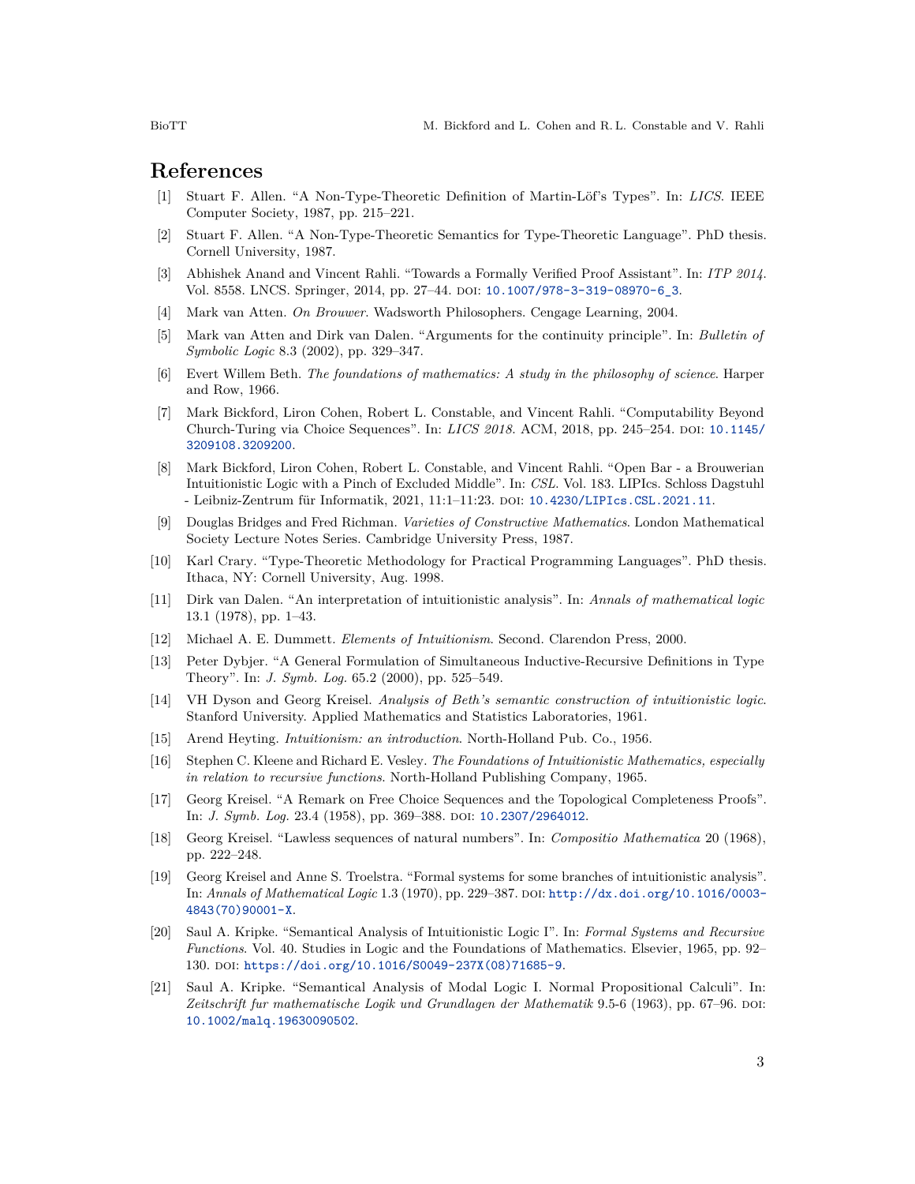# References

[1] Stuart F. Allen. "A Non-Type-Theoretic Definition of Martin-Löf's Types". In: *LICS*. IEEE Computer Society, 1987, pp. 215–221.

[2] Stuart F. Allen. "A Non-Type-Theoretic Semantics for Type-Theoretic Language". PhD thesis. Cornell University, 1987.

[3] Abhishek Anand and Vincent Rahli. "Towards a Formally Verified Proof Assistant". In: *ITP 2014*. Vol. 8558. LNCS. Springer, 2014, pp. 27–44. DOI: 10.1007/978-3-319-08970-6_3.

[4] Mark van Atten. *On Brouwer*. Wadsworth Philosophers. Cengage Learning, 2004.

[5] Mark van Atten and Dirk van Dalen. "Arguments for the continuity principle". In: *Bulletin of Symbolic Logic* 8.3 (2002), pp. 329–347.

[6] Evert Willem Beth. *The foundations of mathematics: A study in the philosophy of science*. Harper and Row, 1966.

[7] Mark Bickford, Liron Cohen, Robert L. Constable, and Vincent Rahli. "Computability Beyond Church-Turing via Choice Sequences". In: *LICS 2018*. ACM, 2018, pp. 245–254. DOI: 10.1145/3209108.3209200.

[8] Mark Bickford, Liron Cohen, Robert L. Constable, and Vincent Rahli. "Open Bar - a Brouwerian Intuitionistic Logic with a Pinch of Excluded Middle". In: *CSL*. Vol. 183. LIPIcs. Schloss Dagstuhl - Leibniz-Zentrum für Informatik, 2021, 11:1–11:23. DOI: 10.4230/LIPIcs.CSL.2021.11.

[9] Douglas Bridges and Fred Richman. *Varieties of Constructive Mathematics*. London Mathematical Society Lecture Notes Series. Cambridge University Press, 1987.

[10] Karl Crary. "Type-Theoretic Methodology for Practical Programming Languages". PhD thesis. Ithaca, NY: Cornell University, Aug. 1998.

[11] Dirk van Dalen. "An interpretation of intuitionistic analysis". In: *Annals of mathematical logic* 13.1 (1978), pp. 1–43.

[12] Michael A. E. Dummett. *Elements of Intuitionism*. Second. Clarendon Press, 2000.

[13] Peter Dybjer. "A General Formulation of Simultaneous Inductive-Recursive Definitions in Type Theory". In: *J. Symb. Log.* 65.2 (2000), pp. 525–549.

[14] VH Dyson and Georg Kreisel. *Analysis of Beth's semantic construction of intuitionistic logic*. Stanford University. Applied Mathematics and Statistics Laboratories, 1961.

[15] Arend Heyting. *Intuitionism: an introduction*. North-Holland Pub. Co., 1956.

[16] Stephen C. Kleene and Richard E. Vesley. *The Foundations of Intuitionistic Mathematics, especially in relation to recursive functions*. North-Holland Publishing Company, 1965.

[17] Georg Kreisel. "A Remark on Free Choice Sequences and the Topological Completeness Proofs". In: *J. Symb. Log.* 23.4 (1958), pp. 369–388. DOI: 10.2307/2964012.

[18] Georg Kreisel. "Lawless sequences of natural numbers". In: *Compositio Mathematica* 20 (1968), pp. 222–248.

[19] Georg Kreisel and Anne S. Troelstra. "Formal systems for some branches of intuitionistic analysis". In: *Annals of Mathematical Logic* 1.3 (1970), pp. 229–387. DOI: http://dx.doi.org/10.1016/0003-4843(70)90001-X.

[20] Saul A. Kripke. "Semantical Analysis of Intuitionistic Logic I". In: *Formal Systems and Recursive Functions*. Vol. 40. Studies in Logic and the Foundations of Mathematics. Elsevier, 1965, pp. 92–130. DOI: https://doi.org/10.1016/S0049-237X(08)71685-9.

[21] Saul A. Kripke. "Semantical Analysis of Modal Logic I. Normal Propositional Calculi". In: *Zeitschrift fur mathematische Logik und Grundlagen der Mathematik* 9.5-6 (1963), pp. 67–96. DOI: 10.1002/malq.19630090502.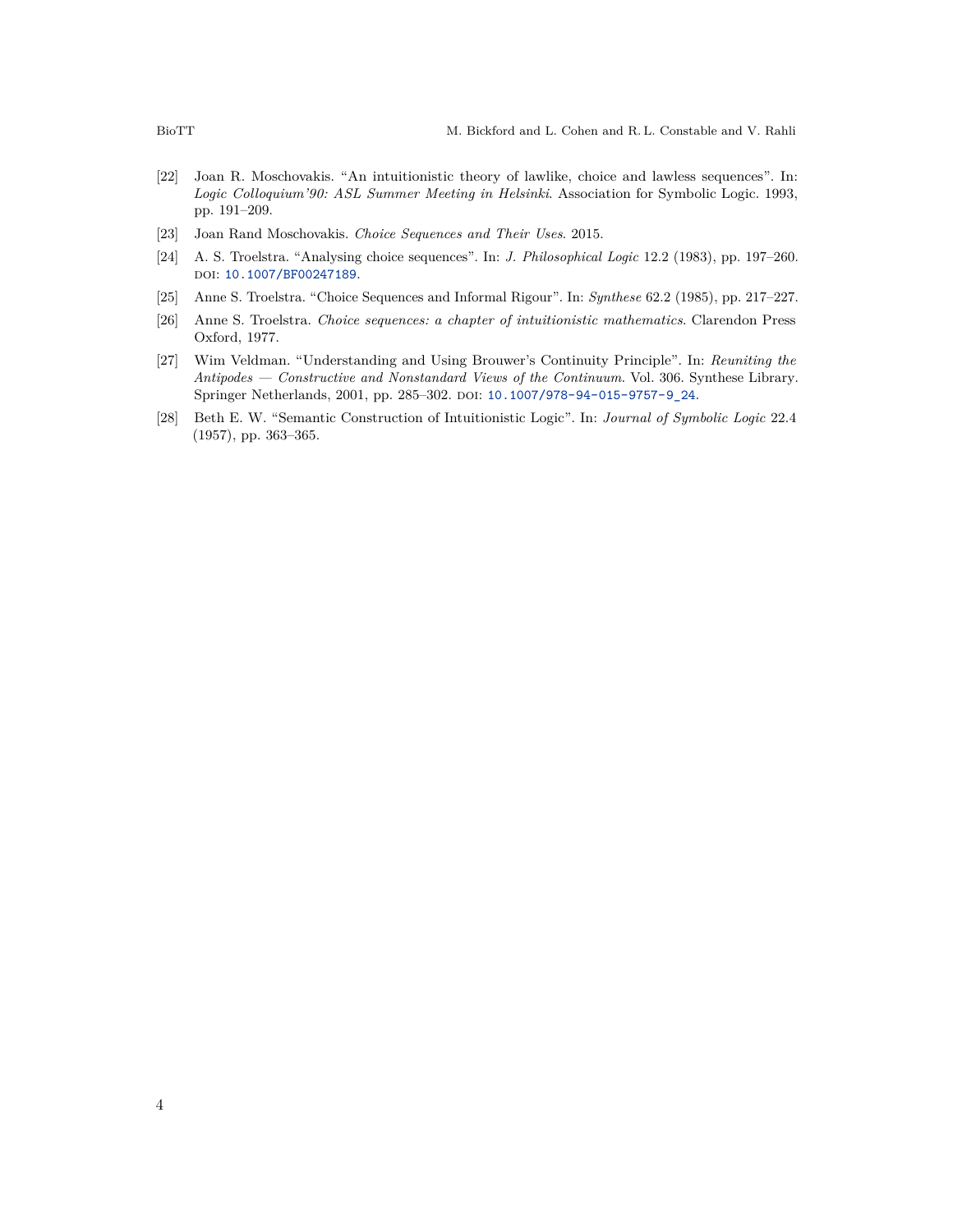[22] Joan R. Moschovakis. "An intuitionistic theory of lawlike, choice and lawless sequences". In: *Logic Colloquium'90: ASL Summer Meeting in Helsinki*. Association for Symbolic Logic. 1993, pp. 191–209.

[23] Joan Rand Moschovakis. *Choice Sequences and Their Uses*. 2015.

[24] A. S. Troelstra. "Analysing choice sequences". In: *J. Philosophical Logic* 12.2 (1983), pp. 197–260. DOI: 10.1007/BF00247189.

[25] Anne S. Troelstra. "Choice Sequences and Informal Rigour". In: *Synthese* 62.2 (1985), pp. 217–227.

[26] Anne S. Troelstra. *Choice sequences: a chapter of intuitionistic mathematics*. Clarendon Press Oxford, 1977.

[27] Wim Veldman. "Understanding and Using Brouwer's Continuity Principle". In: *Reuniting the Antipodes — Constructive and Nonstandard Views of the Continuum*. Vol. 306. Synthese Library. Springer Netherlands, 2001, pp. 285–302. DOI: 10.1007/978-94-015-9757-9_24.

[28] Beth E. W. "Semantic Construction of Intuitionistic Logic". In: *Journal of Symbolic Logic* 22.4 (1957), pp. 363–365.